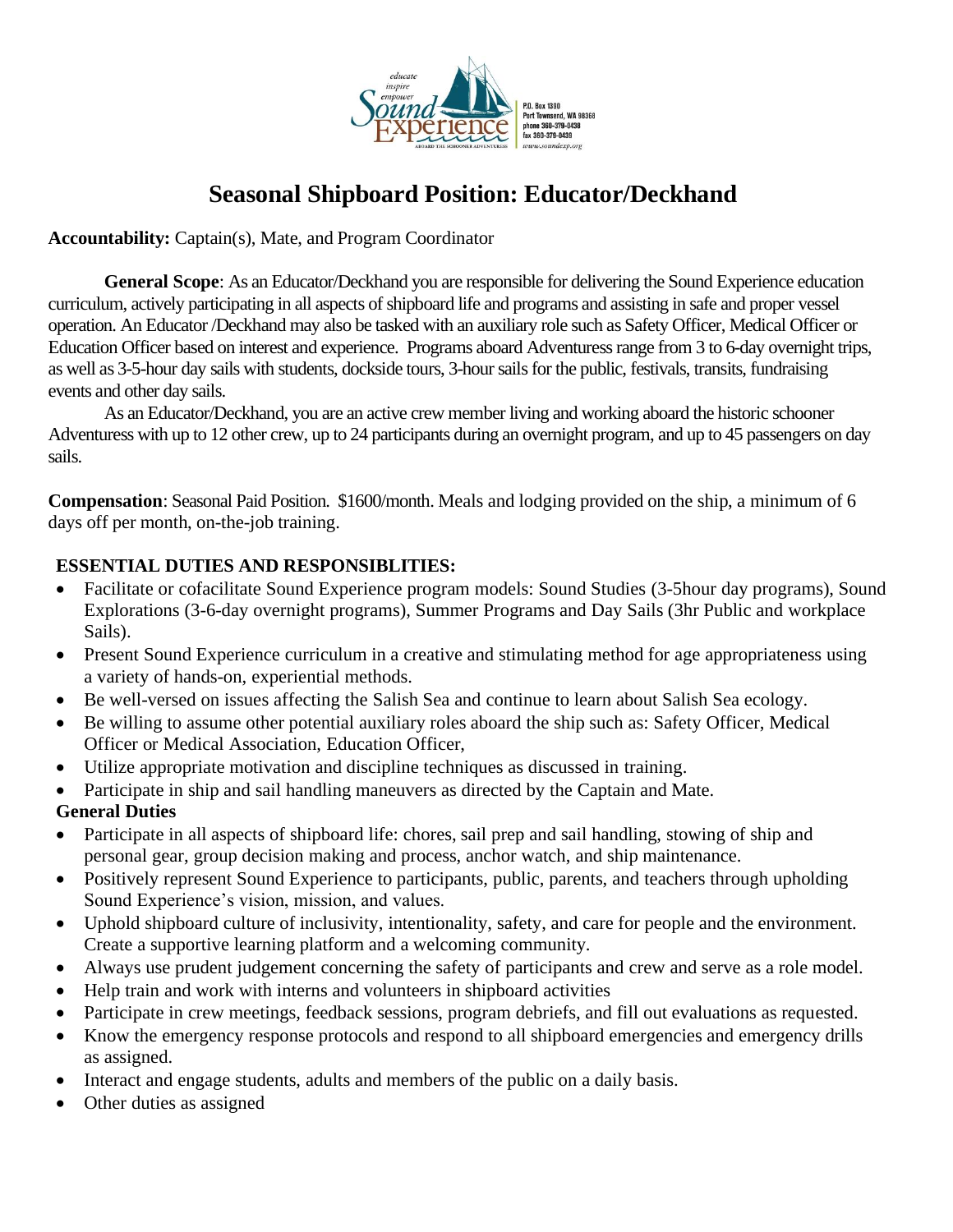# Seasonal Shipboard Position: Educator/Deckhand

**Accountability:** Captain(s), Mate, and Program Coordinator

**General Scope**: As an Educator/Deckhand you are responsible for delivering the Sound Experience education curriculum, actively participating in all aspects of shipboard life and programs and assisting in safe and proper vessel operation. An Educator /Deckhand may also be tasked with an auxiliary role such as Safety Officer, Medical Officer or Education Officer based on interest and experience. Programs aboard Adventuress range from 3 to 6-day overnight trips, as well as 3-5-hour day sails with students, dockside tours, 3-hour sails for the public, festivals, transits, fundraising events and other day sails.

As an Educator/Deckhand, you are an active crew member living and working aboard the historic schooner Adventuress with up to 12 other crew, up to 24 participants during an overnight program, and up to 45 passengers on day sails.

**Compensation**: Seasonal Paid Position. $1600/month. Meals and lodging provided on the ship, a minimum of 6 days off per month, on-the-job training.

**ESSENTIAL DUTIES AND RESPONSIBLITIES:**

- Facilitate or cofacilitate Sound Experience program models: Sound Studies (3-5hour day programs), Sound Explorations (3-6-day overnight programs), Summer Programs and Day Sails (3hr Public and workplace Sails).
- Present Sound Experience curriculum in a creative and stimulating method for age appropriateness using a variety of hands-on, experiential methods.
- Be well-versed on issues affecting the Salish Sea and continue to learn about Salish Sea ecology.
- Be willing to assume other potential auxiliary roles aboard the ship such as: Safety Officer, Medical Officer or Medical Association, Education Officer,
- Utilize appropriate motivation and discipline techniques as discussed in training.
- Participate in ship and sail handling maneuvers as directed by the Captain and Mate.

**General Duties**

- Participate in all aspects of shipboard life: chores, sail prep and sail handling, stowing of ship and personal gear, group decision making and process, anchor watch, and ship maintenance.
- Positively represent Sound Experience to participants, public, parents, and teachers through upholding Sound Experience's vision, mission, and values.
- Uphold shipboard culture of inclusivity, intentionality, safety, and care for people and the environment. Create a supportive learning platform and a welcoming community.
- Always use prudent judgement concerning the safety of participants and crew and serve as a role model.
- Help train and work with interns and volunteers in shipboard activities
- Participate in crew meetings, feedback sessions, program debriefs, and fill out evaluations as requested.
- Know the emergency response protocols and respond to all shipboard emergencies and emergency drills as assigned.
- Interact and engage students, adults and members of the public on a daily basis.
- Other duties as assigned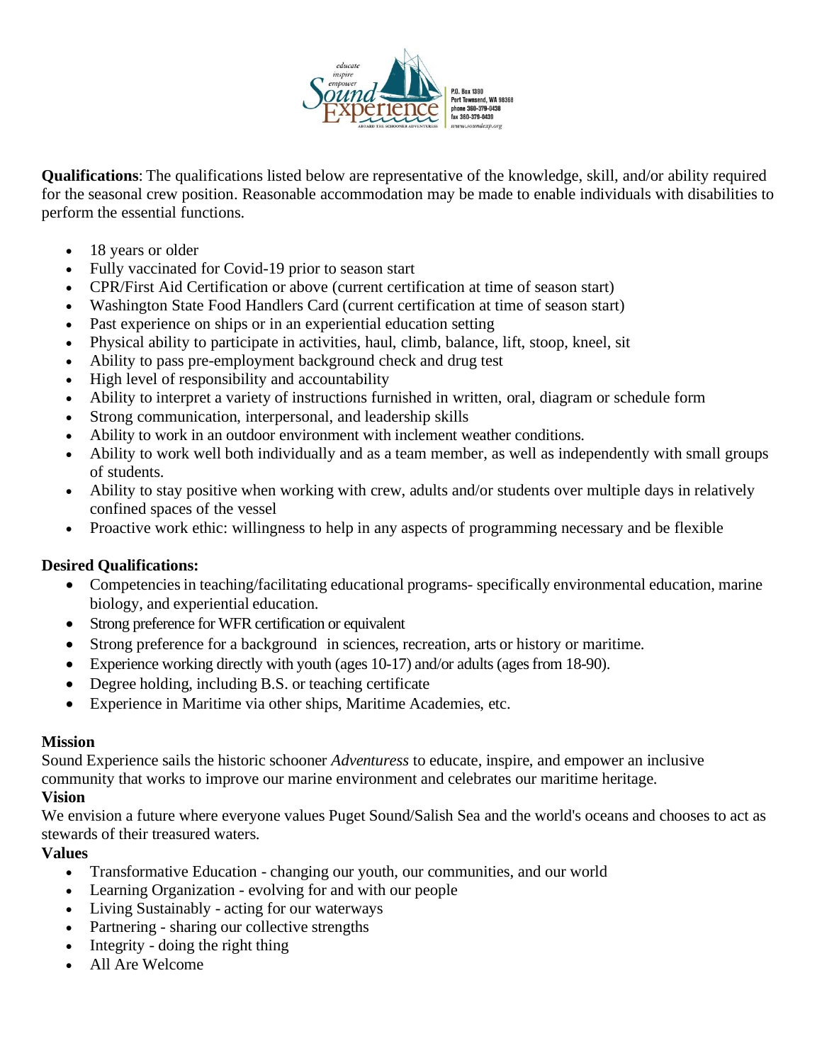**Qualifications**: The qualifications listed below are representative of the knowledge, skill, and/or ability required for the seasonal crew position. Reasonable accommodation may be made to enable individuals with disabilities to perform the essential functions.

- 18 years or older
- Fully vaccinated for Covid-19 prior to season start
- CPR/First Aid Certification or above (current certification at time of season start)
- Washington State Food Handlers Card (current certification at time of season start)
- Past experience on ships or in an experiential education setting
- Physical ability to participate in activities, haul, climb, balance, lift, stoop, kneel, sit
- Ability to pass pre-employment background check and drug test
- High level of responsibility and accountability
- Ability to interpret a variety of instructions furnished in written, oral, diagram or schedule form
- Strong communication, interpersonal, and leadership skills
- Ability to work in an outdoor environment with inclement weather conditions.
- Ability to work well both individually and as a team member, as well as independently with small groups of students.
- Ability to stay positive when working with crew, adults and/or students over multiple days in relatively confined spaces of the vessel
- Proactive work ethic: willingness to help in any aspects of programming necessary and be flexible

**Desired Qualifications:**

- Competencies in teaching/facilitating educational programs- specifically environmental education, marine biology, and experiential education.
- Strong preference for WFR certification or equivalent
- Strong preference for a background in sciences, recreation, arts or history or maritime.
- Experience working directly with youth (ages 10-17) and/or adults (ages from 18-90).
- Degree holding, including B.S. or teaching certificate
- Experience in Maritime via other ships, Maritime Academies, etc.

**Mission**

Sound Experience sails the historic schooner *Adventuress* to educate, inspire, and empower an inclusive community that works to improve our marine environment and celebrates our maritime heritage.

**Vision**

We envision a future where everyone values Puget Sound/Salish Sea and the world's oceans and chooses to act as stewards of their treasured waters.

**Values**

- Transformative Education - changing our youth, our communities, and our world
- Learning Organization - evolving for and with our people
- Living Sustainably - acting for our waterways
- Partnering - sharing our collective strengths
- Integrity - doing the right thing
- All Are Welcome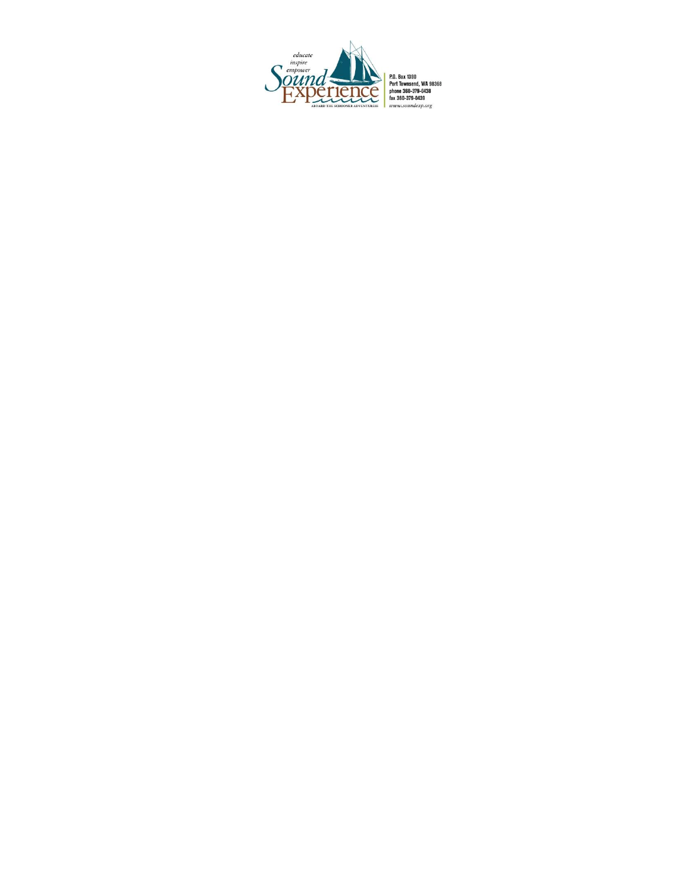educate
inspire
empower

Sound Experience

ABOARD THE SCHOONER ADVENTURESS

P.O. Box 1390
Port Townsend, WA 98368
phone 360-379-0438
fax 360-379-0439
www.soundexp.org